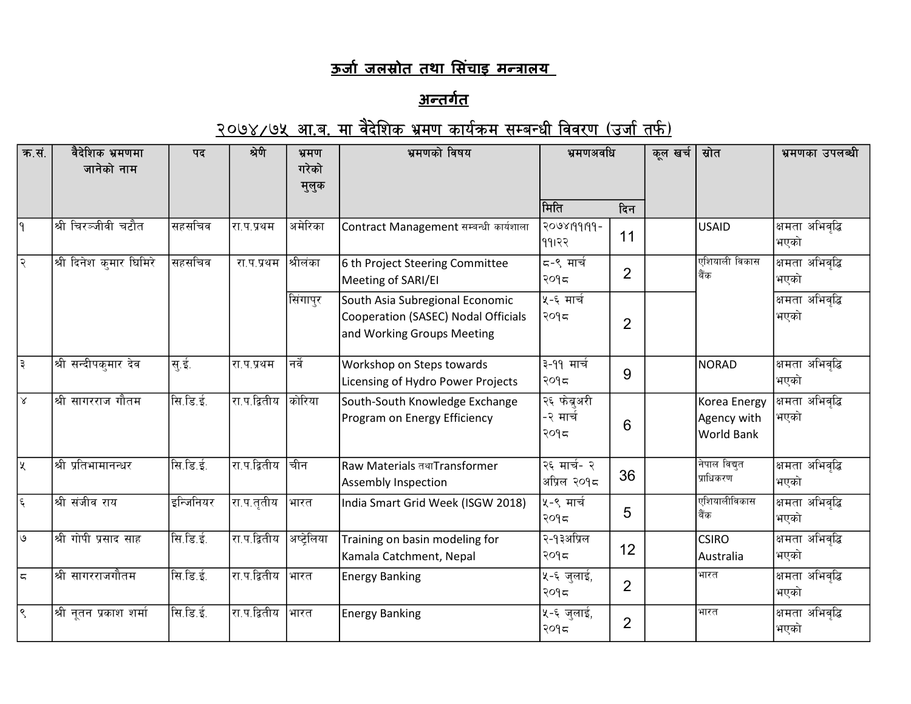# ऊर्जा जलस्रोत तथा सिंचाइ मन्त्रालय

## अन्तर्गत

## २०७४/७५ आ.ब. मा वैदेशिक भ्रमण कार्यक्रम सम्बन्धी विवरण (उर्जा तर्फ)

| क्र.सं. | वैदेशिक भ्रमणमा जानेको नाम | पद | श्रेणी | भ्रमण गरेको मुलुक | भ्रमणको विषय | भ्रमणअवधि | | कूल खर्च | स्रोत | भ्रमणका उपलब्धी |
|---|---|---|---|---|---|---|---|---|---|---|
| | | | | | | मिति | दिन | | | |
| १ | श्री चिरञ्जीवी चटौत | सहसचिव | रा.प.प्रथम | अमेरिका | Contract Management सम्बन्धी कार्यशाला | २०७४।११।११-११।२२ | 11 | | USAID | क्षमता अभिवृद्धि भएको |
| २ | श्री दिनेश कुमार घिमिरे | सहसचिव | रा.प.प्रथम | श्रीलंका | 6 th Project Steering Committee Meeting of SARI/EI | ८-९ मार्च २०१८ | 2 | | एशियाली विकास बैंक | क्षमता अभिवृद्धि भएको |
| | | | | सिंगापुर | South Asia Subregional Economic Cooperation (SASEC) Nodal Officials and Working Groups Meeting | ५-६ मार्च २०१८ | 2 | | | क्षमता अभिवृद्धि भएको |
| ३ | श्री सन्दीपकुमार देव | सु.ई. | रा.प.प्रथम | नर्वे | Workshop on Steps towards Licensing of Hydro Power Projects | ३-११ मार्च २०१८ | 9 | | NORAD | क्षमता अभिवृद्धि भएको |
| ४ | श्री सागरराज गौतम | सि.डि.ई. | रा.प.द्वितीय | कोरिया | South-South Knowledge Exchange Program on Energy Efficiency | २६ फेब्रुअरी -२ मार्च २०१८ | 6 | | Korea Energy Agency with World Bank | क्षमता अभिवृद्धि भएको |
| ५ | श्री प्रतिभामानन्धर | सि.डि.ई. | रा.प.द्वितीय | चीन | Raw Materials तथाTransformer Assembly Inspection | २६ मार्च- २ अप्रिल २०१८ | 36 | | नेपाल विद्युत प्राधिकरण | क्षमता अभिवृद्धि भएको |
| ६ | श्री संजीव राय | इन्जिनियर | रा.प.तृतीय | भारत | India Smart Grid Week (ISGW 2018) | ५-९ मार्च २०१८ | 5 | | एशियालीविकास बैंक | क्षमता अभिवृद्धि भएको |
| ७ | श्री गोपी प्रसाद साह | सि.डि.ई. | रा.प.द्वितीय | अष्ट्रेलिया | Training on basin modeling for Kamala Catchment, Nepal | २-१३अप्रिल २०१८ | 12 | | CSIRO Australia | क्षमता अभिवृद्धि भएको |
| ८ | श्री सागरराजगौतम | सि.डि.ई. | रा.प.द्वितीय | भारत | Energy Banking | ५-६ जुलाई, २०१८ | 2 | | भारत | क्षमता अभिवृद्धि भएको |
| ९ | श्री नूतन प्रकाश शर्मा | सि.डि.ई. | रा.प.द्वितीय | भारत | Energy Banking | ५-६ जुलाई, २०१८ | 2 | | भारत | क्षमता अभिवृद्धि भएको |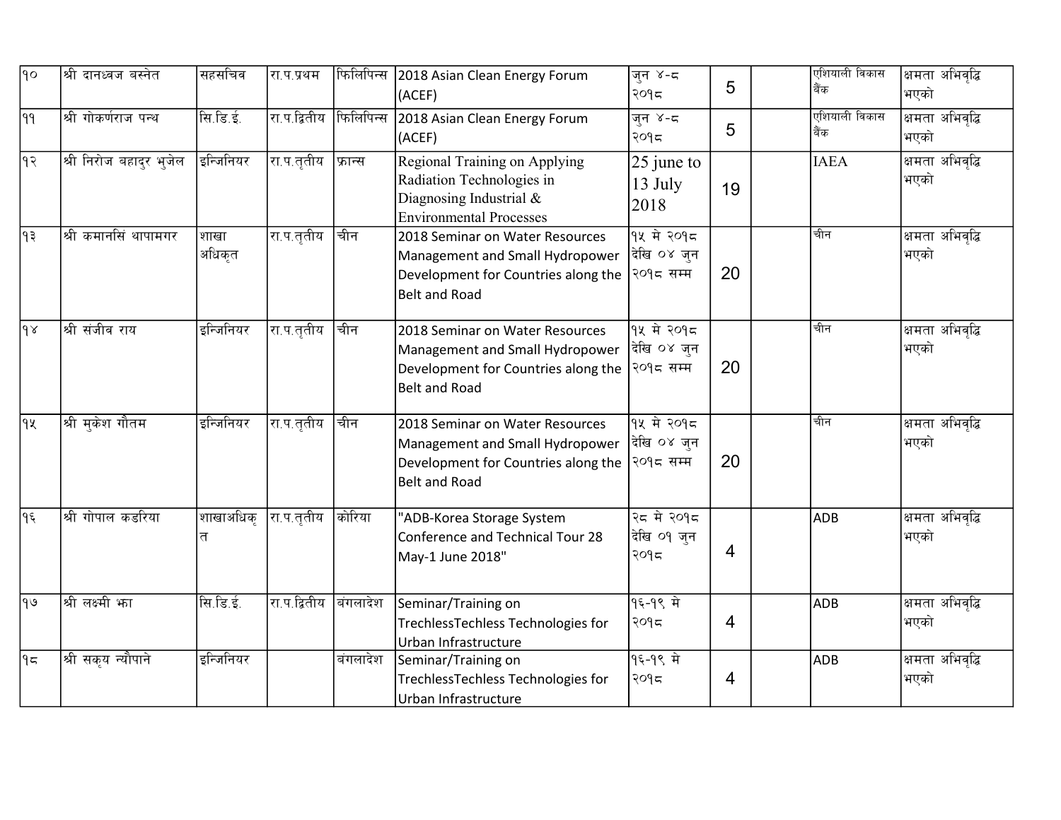| | | | | | | | | | | |
|---|---|---|---|---|---|---|---|---|---|---|
| १० | श्री दानध्वज बस्नेत | सहसचिव | रा.प.प्रथम | फिलिपिन्स | 2018 Asian Clean Energy Forum (ACEF) | जुन ४-८ २०१८ | 5 | | एशियाली विकास बैंक | क्षमता अभिवृद्धि भएको |
| ११ | श्री गोकर्णराज पन्थ | सि.डि.ई. | रा.प.द्वितीय | फिलिपिन्स | 2018 Asian Clean Energy Forum (ACEF) | जुन ४-८ २०१८ | 5 | | एशियाली विकास बैंक | क्षमता अभिवृद्धि भएको |
| १२ | श्री निरोज बहादुर भुजेल | इन्जिनियर | रा.प.तृतीय | फ्रान्स | Regional Training on Applying Radiation Technologies in Diagnosing Industrial & Environmental Processes | 25 june to 13 July 2018 | 19 | | IAEA | क्षमता अभिवृद्धि भएको |
| १३ | श्री कमानसिं थापामगर | शाखा अधिकृत | रा.प.तृतीय | चीन | 2018 Seminar on Water Resources Management and Small Hydropower Development for Countries along the Belt and Road | १५ मे २०१८ देखि ०४ जुन २०१८ सम्म | 20 | | चीन | क्षमता अभिवृद्धि भएको |
| १४ | श्री संजीव राय | इन्जिनियर | रा.प.तृतीय | चीन | 2018 Seminar on Water Resources Management and Small Hydropower Development for Countries along the Belt and Road | १५ मे २०१८ देखि ०४ जुन २०१८ सम्म | 20 | | चीन | क्षमता अभिवृद्धि भएको |
| १५ | श्री मुकेश गौतम | इन्जिनियर | रा.प.तृतीय | चीन | 2018 Seminar on Water Resources Management and Small Hydropower Development for Countries along the Belt and Road | १५ मे २०१८ देखि ०४ जुन २०१८ सम्म | 20 | | चीन | क्षमता अभिवृद्धि भएको |
| १६ | श्री गोपाल कडरिया | शाखाअधिकृत | रा.प.तृतीय | कोरिया | "ADB-Korea Storage System Conference and Technical Tour 28 May-1 June 2018" | २८ मे २०१८ देखि ०१ जुन २०१८ | 4 | | ADB | क्षमता अभिवृद्धि भएको |
| १७ | श्री लक्ष्मी झा | सि.डि.ई. | रा.प.द्वितीय | बंगलादेश | Seminar/Training on TrechlessTechless Technologies for Urban Infrastructure | १६-१९ मे २०१८ | 4 | | ADB | क्षमता अभिवृद्धि भएको |
| १८ | श्री सकृय न्यौपाने | इन्जिनियर | | बंगलादेश | Seminar/Training on TrechlessTechless Technologies for Urban Infrastructure | १६-१९ मे २०१८ | 4 | | ADB | क्षमता अभिवृद्धि भएको |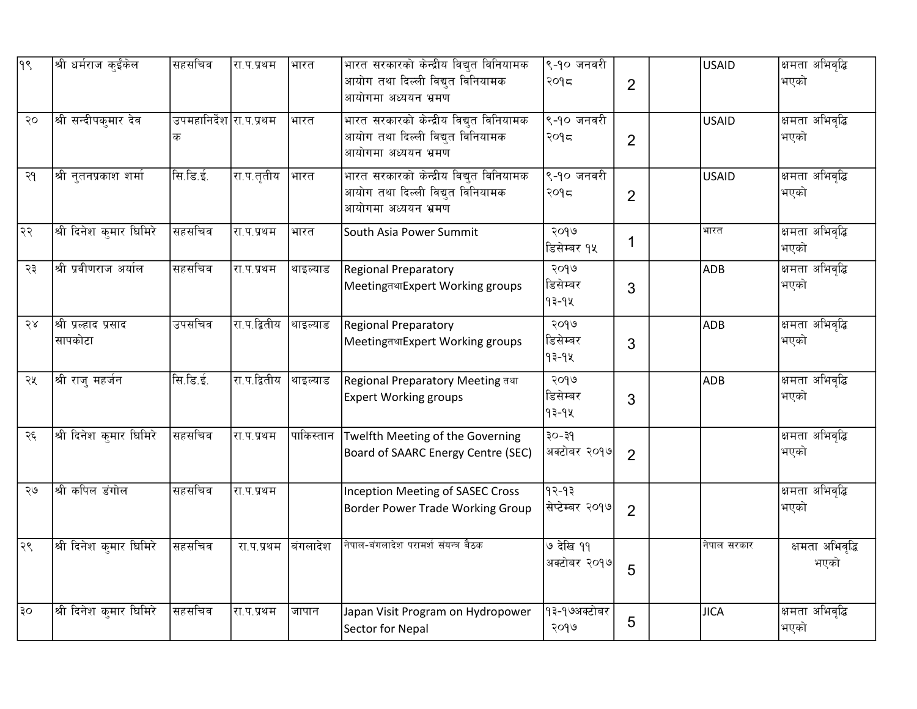| | | | | | | | | | | |
|---|---|---|---|---|---|---|---|---|---|---|
| १९ | श्री धर्मराज कुईकेल | सहसचिव | रा.प.प्रथम | भारत | भारत सरकारको केन्द्रीय विद्युत विनियामक आयोग तथा दिल्ली विद्युत विनियामक आयोगमा अध्ययन भ्रमण | ९-१० जनवरी २०१८ | 2 | | USAID | क्षमता अभिवृद्धि भएको |
| २० | श्री सन्दीपकुमार देव | उपमहानिर्देशक | रा.प.प्रथम | भारत | भारत सरकारको केन्द्रीय विद्युत विनियामक आयोग तथा दिल्ली विद्युत विनियामक आयोगमा अध्ययन भ्रमण | ९-१० जनवरी २०१८ | 2 | | USAID | क्षमता अभिवृद्धि भएको |
| २१ | श्री नुतनप्रकाश शर्मा | सि.डि.ई. | रा.प.तृतीय | भारत | भारत सरकारको केन्द्रीय विद्युत विनियामक आयोग तथा दिल्ली विद्युत विनियामक आयोगमा अध्ययन भ्रमण | ९-१० जनवरी २०१८ | 2 | | USAID | क्षमता अभिवृद्धि भएको |
| २२ | श्री दिनेश कुमार घिमिरे | सहसचिव | रा.प.प्रथम | भारत | South Asia Power Summit | २०१७ डिसेम्बर १५ | 1 | | भारत | क्षमता अभिवृद्धि भएको |
| २३ | श्री प्रवीणराज अर्याल | सहसचिव | रा.प.प्रथम | थाइल्याड | Regional Preparatory MeetingतथाExpert Working groups | २०१७ डिसेम्बर १३-१५ | 3 | | ADB | क्षमता अभिवृद्धि भएको |
| २४ | श्री प्रल्हाद प्रसाद सापकोटा | उपसचिव | रा.प.द्वितीय | थाइल्याड | Regional Preparatory MeetingतथाExpert Working groups | २०१७ डिसेम्बर १३-१५ | 3 | | ADB | क्षमता अभिवृद्धि भएको |
| २५ | श्री राजु महर्जन | सि.डि.ई. | रा.प.द्वितीय | थाइल्याड | Regional Preparatory Meeting तथा Expert Working groups | २०१७ डिसेम्बर १३-१५ | 3 | | ADB | क्षमता अभिवृद्धि भएको |
| २६ | श्री दिनेश कुमार घिमिरे | सहसचिव | रा.प.प्रथम | पाकिस्तान | Twelfth Meeting of the Governing Board of SAARC Energy Centre (SEC) | ३०-३१ अक्टोबर २०१७ | 2 | | | क्षमता अभिवृद्धि भएको |
| २७ | श्री कपिल डंगोल | सहसचिव | रा.प.प्रथम | | Inception Meeting of SASEC Cross Border Power Trade Working Group | १२-१३ सेप्टेम्बर २०१७ | 2 | | | क्षमता अभिवृद्धि भएको |
| २९ | श्री दिनेश कुमार घिमिरे | सहसचिव | रा.प.प्रथम | बंगलादेश | नेपाल-बंगलादेश परामर्श संयन्त्र बैठक | ७ देखि ११ अक्टोबर २०१७ | 5 | | नेपाल सरकार | क्षमता अभिवृद्धि भएको |
| ३० | श्री दिनेश कुमार घिमिरे | सहसचिव | रा.प.प्रथम | जापान | Japan Visit Program on Hydropower Sector for Nepal | १३-१७अक्टोबर २०१७ | 5 | | JICA | क्षमता अभिवृद्धि भएको |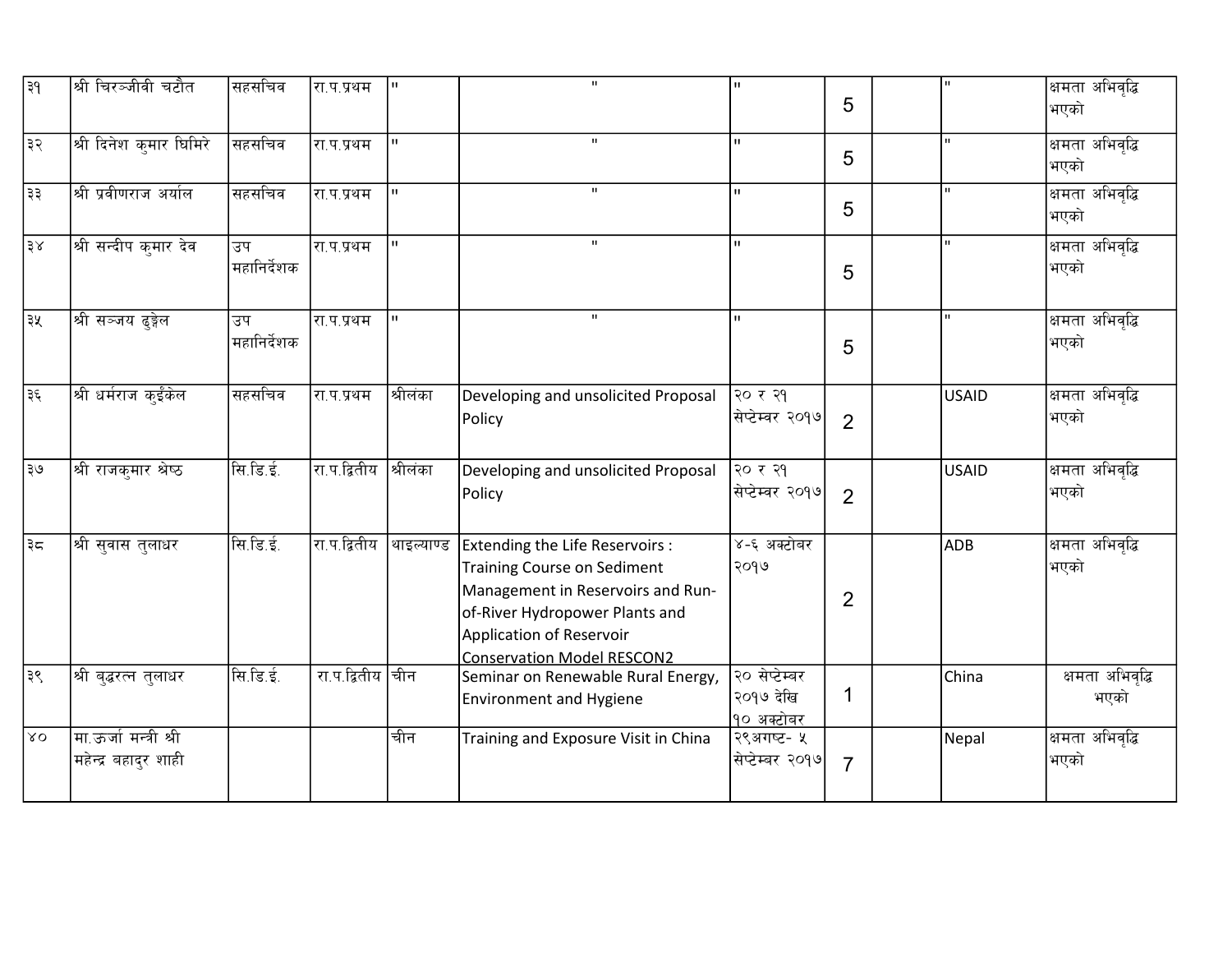| | | | | | | | | | | |
|---|---|---|---|---|---|---|---|---|---|---|
| ३१ | श्री चिरञ्जीवी चटौत | सहसचिव | रा.प.प्रथम | " | " | " | 5 | | " | क्षमता अभिवृद्धि भएको |
| ३२ | श्री दिनेश कुमार घिमिरे | सहसचिव | रा.प.प्रथम | " | " | " | 5 | | " | क्षमता अभिवृद्धि भएको |
| ३३ | श्री प्रवीणराज अर्याल | सहसचिव | रा.प.प्रथम | " | " | " | 5 | | " | क्षमता अभिवृद्धि भएको |
| ३४ | श्री सन्दीप कुमार देव | उप महानिर्देशक | रा.प.प्रथम | " | " | " | 5 | | " | क्षमता अभिवृद्धि भएको |
| ३५ | श्री सञ्जय ढुङ्गेल | उप महानिर्देशक | रा.प.प्रथम | " | " | " | 5 | | " | क्षमता अभिवृद्धि भएको |
| ३६ | श्री धर्मराज कुइँकेल | सहसचिव | रा.प.प्रथम | श्रीलंका | Developing and unsolicited Proposal Policy | २० र २१ सेप्टेम्बर २०१७ | 2 | | USAID | क्षमता अभिवृद्धि भएको |
| ३७ | श्री राजकुमार श्रेष्ठ | सि.डि.ई. | रा.प.द्वितीय | श्रीलंका | Developing and unsolicited Proposal Policy | २० र २१ सेप्टेम्बर २०१७ | 2 | | USAID | क्षमता अभिवृद्धि भएको |
| ३८ | श्री सुवास तुलाधर | सि.डि.ई. | रा.प.द्वितीय | थाइल्याण्ड | Extending the Life Reservoirs : Training Course on Sediment Management in Reservoirs and Run-of-River Hydropower Plants and Application of Reservoir Conservation Model RESCON2 | ४-६ अक्टोबर २०१७ | 2 | | ADB | क्षमता अभिवृद्धि भएको |
| ३९ | श्री बुद्धरत्न तुलाधर | सि.डि.ई. | रा.प.द्वितीय | चीन | Seminar on Renewable Rural Energy, Environment and Hygiene | २० सेप्टेम्बर २०१७ देखि १० अक्टोबर | 1 | | China | क्षमता अभिवृद्धि भएको |
| ४० | मा.ऊर्जा मन्त्री श्री महेन्द्र बहादुर शाही | | | चीन | Training and Exposure Visit in China | २९अगष्ट- ५ सेप्टेम्बर २०१७ | 7 | | Nepal | क्षमता अभिवृद्धि भएको |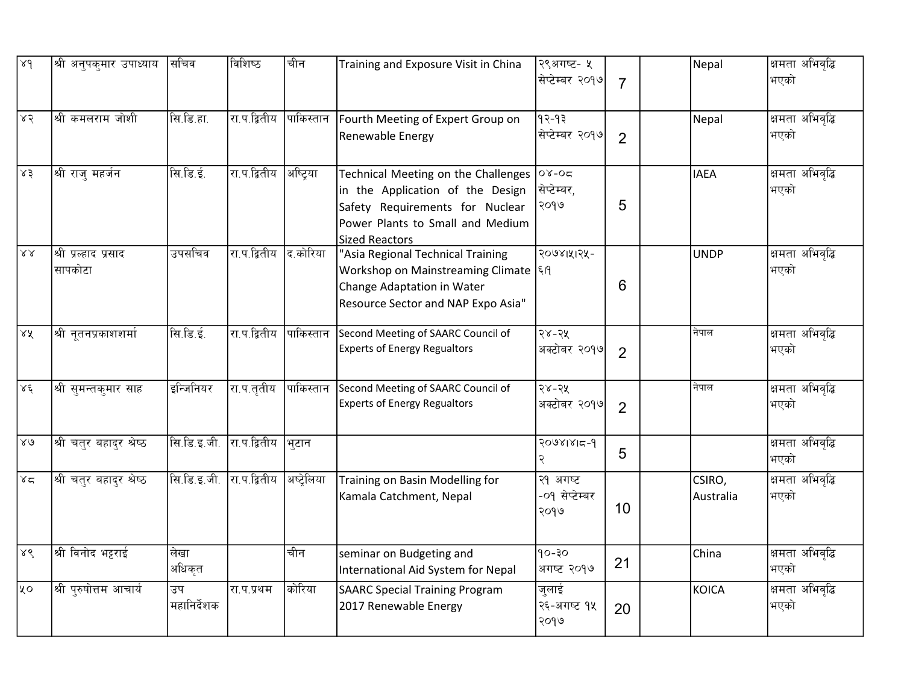| | | | | | | | | | | |
|---|---|---|---|---|---|---|---|---|---|---|
| ४१ | श्री अनुपकुमार उपाध्याय | सचिव | विशिष्ठ | चीन | Training and Exposure Visit in China | २९अगष्ट- ५ सेप्टेम्बर २०१७ | 7 | | Nepal | क्षमता अभिवृद्धि भएको |
| ४२ | श्री कमलराम जोशी | सि.डि.हा. | रा.प.द्वितीय | पाकिस्तान | Fourth Meeting of Expert Group on Renewable Energy | १२-१३ सेप्टेम्बर २०१७ | 2 | | Nepal | क्षमता अभिवृद्धि भएको |
| ४३ | श्री राजु महर्जन | सि.डि.ई. | रा.प.द्वितीय | अष्ट्रिया | Technical Meeting on the Challenges in the Application of the Design Safety Requirements for Nuclear Power Plants to Small and Medium Sized Reactors | ०४-०८ सेप्टेम्बर, २०१७ | 5 | | IAEA | क्षमता अभिवृद्धि भएको |
| ४४ | श्री प्रल्हाद प्रसाद सापकोटा | उपसचिव | रा.प.द्वितीय | द.कोरिया | "Asia Regional Technical Training Workshop on Mainstreaming Climate Change Adaptation in Water Resource Sector and NAP Expo Asia" | २०७४।५।२५-६।१ | 6 | | UNDP | क्षमता अभिवृद्धि भएको |
| ४५ | श्री नूतनप्रकाशशर्मा | सि.डि.ई. | रा.प.द्वितीय | पाकिस्तान | Second Meeting of SAARC Council of Experts of Energy Regualtors | २४-२५ अक्टोबर २०१७ | 2 | | नेपाल | क्षमता अभिवृद्धि भएको |
| ४६ | श्री सुमन्तकुमार साह | इन्जिनियर | रा.प.तृतीय | पाकिस्तान | Second Meeting of SAARC Council of Experts of Energy Regualtors | २४-२५ अक्टोबर २०१७ | 2 | | नेपाल | क्षमता अभिवृद्धि भएको |
| ४७ | श्री चतुर बहादुर श्रेष्ठ | सि.डि.इ.जी. | रा.प.द्वितीय | भुटान | | २०७४।४।८-१२ | 5 | | | क्षमता अभिवृद्धि भएको |
| ४८ | श्री चतुर बहादुर श्रेष्ठ | सि.डि.इ.जी. | रा.प.द्वितीय | अष्ट्रेलिया | Training on Basin Modelling for Kamala Catchment, Nepal | २१ अगष्ट -०१ सेप्टेम्बर २०१७ | 10 | | CSIRO, Australia | क्षमता अभिवृद्धि भएको |
| ४९ | श्री विनोद भट्टराई | लेखा अधिकृत | | चीन | seminar on Budgeting and International Aid System for Nepal | १०-३० अगष्ट २०१७ | 21 | | China | क्षमता अभिवृद्धि भएको |
| ५० | श्री पुरुषोत्तम आचार्य | उप महानिर्देशक | रा.प.प्रथम | कोरिया | SAARC Special Training Program 2017 Renewable Energy | जुलाई २६-अगष्ट १५ २०१७ | 20 | | KOICA | क्षमता अभिवृद्धि भएको |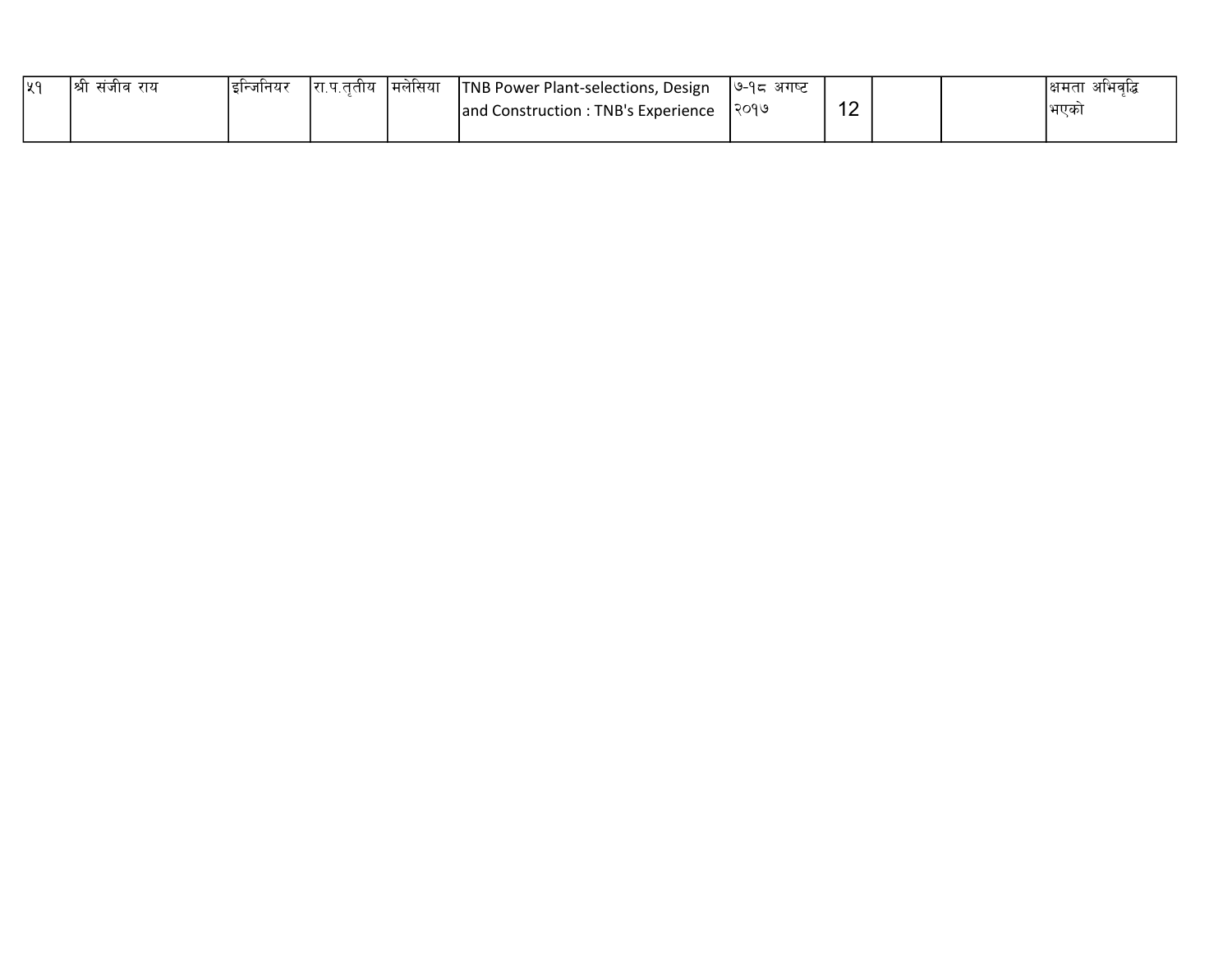| | | | | | | | | | | |
|---|---|---|---|---|---|---|---|---|---|---|
| ५१ | श्री संजीव राय | इन्जिनियर | रा.प.तृतीय | मलेसिया | TNB Power Plant-selections, Design and Construction : TNB's Experience | ७-१८ अगष्ट २०१७ | 12 | | | क्षमता अभिवृद्धि भएको |